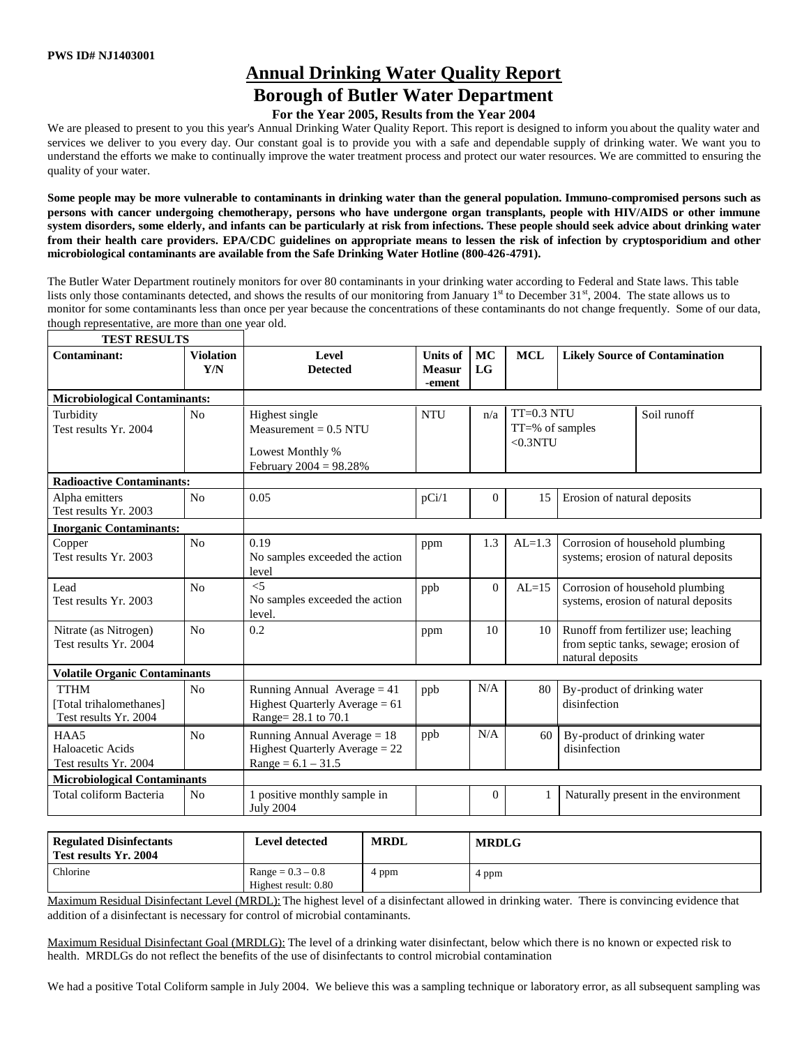PWS ID# NJ1403001

# Annual Drinking Water Quality Report

## Borough of Butler Water Department

### For the Year 2005, Results from the Year 2004

We are pleased to present to you this year's Annual Drinking Water Quality Report. This report is designed to inform you about the quality water and services we deliver to you every day. Our constant goal is to provide you with a safe and dependable supply of drinking water. We want you to understand the efforts we make to continually improve the water treatment process and protect our water resources. We are committed to ensuring the quality of your water.

**Some people may be more vulnerable to contaminants in drinking water than the general population. Immuno-compromised persons such as persons with cancer undergoing chemotherapy, persons who have undergone organ transplants, people with HIV/AIDS or other immune system disorders, some elderly, and infants can be particularly at risk from infections. These people should seek advice about drinking water from their health care providers. EPA/CDC guidelines on appropriate means to lessen the risk of infection by cryptosporidium and other microbiological contaminants are available from the Safe Drinking Water Hotline (800-426-4791).**

The Butler Water Department routinely monitors for over 80 contaminants in your drinking water according to Federal and State laws. This table lists only those contaminants detected, and shows the results of our monitoring from January 1st to December 31st, 2004. The state allows us to monitor for some contaminants less than once per year because the concentrations of these contaminants do not change frequently. Some of our data, though representative, are more than one year old.

**TEST RESULTS**

| Contaminant: | Violation Y/N | Level Detected | Units of Measur-ement | MCLG | MCL | Likely Source of Contamination |
|---|---|---|---|---|---|---|
| **Microbiological Contaminants:** | | | | | | |
| Turbidity<br>Test results Yr. 2004 | No | Highest single Measurement = 0.5 NTU<br>Lowest Monthly % February 2004 = 98.28% | NTU | n/a | TT=0.3 NTU<br>TT=% of samples <0.3NTU | Soil runoff |
| **Radioactive Contaminants:** | | | | | | |
| Alpha emitters<br>Test results Yr. 2003 | No | 0.05 | pCi/1 | 0 | 15 | Erosion of natural deposits |
| **Inorganic Contaminants:** | | | | | | |
| Copper<br>Test results Yr. 2003 | No | 0.19<br>No samples exceeded the action level | ppm | 1.3 | AL=1.3 | Corrosion of household plumbing systems; erosion of natural deposits |
| Lead<br>Test results Yr. 2003 | No | <5<br>No samples exceeded the action level. | ppb | 0 | AL=15 | Corrosion of household plumbing systems, erosion of natural deposits |
| Nitrate (as Nitrogen)<br>Test results Yr. 2004 | No | 0.2 | ppm | 10 | 10 | Runoff from fertilizer use; leaching from septic tanks, sewage; erosion of natural deposits |
| **Volatile Organic Contaminants** | | | | | | |
| TTHM<br>[Total trihalomethanes]<br>Test results Yr. 2004 | No | Running Annual Average = 41<br>Highest Quarterly Average = 61<br>Range= 28.1 to 70.1 | ppb | N/A | 80 | By-product of drinking water disinfection |
| HAA5<br>Haloacetic Acids<br>Test results Yr. 2004 | No | Running Annual Average = 18<br>Highest Quarterly Average = 22<br>Range = 6.1 – 31.5 | ppb | N/A | 60 | By-product of drinking water disinfection |
| **Microbiological Contaminants** | | | | | | |
| Total coliform Bacteria | No | 1 positive monthly sample in July 2004 | | 0 | 1 | Naturally present in the environment |

| Regulated Disinfectants Test results Yr. 2004 | Level detected | MRDL | MRDLG |
|---|---|---|---|
| Chlorine | Range = 0.3 – 0.8<br>Highest result: 0.80 | 4 ppm | 4 ppm |

Maximum Residual Disinfectant Level (MRDL): The highest level of a disinfectant allowed in drinking water. There is convincing evidence that addition of a disinfectant is necessary for control of microbial contaminants.

Maximum Residual Disinfectant Goal (MRDLG): The level of a drinking water disinfectant, below which there is no known or expected risk to health. MRDLGs do not reflect the benefits of the use of disinfectants to control microbial contamination

We had a positive Total Coliform sample in July 2004. We believe this was a sampling technique or laboratory error, as all subsequent sampling was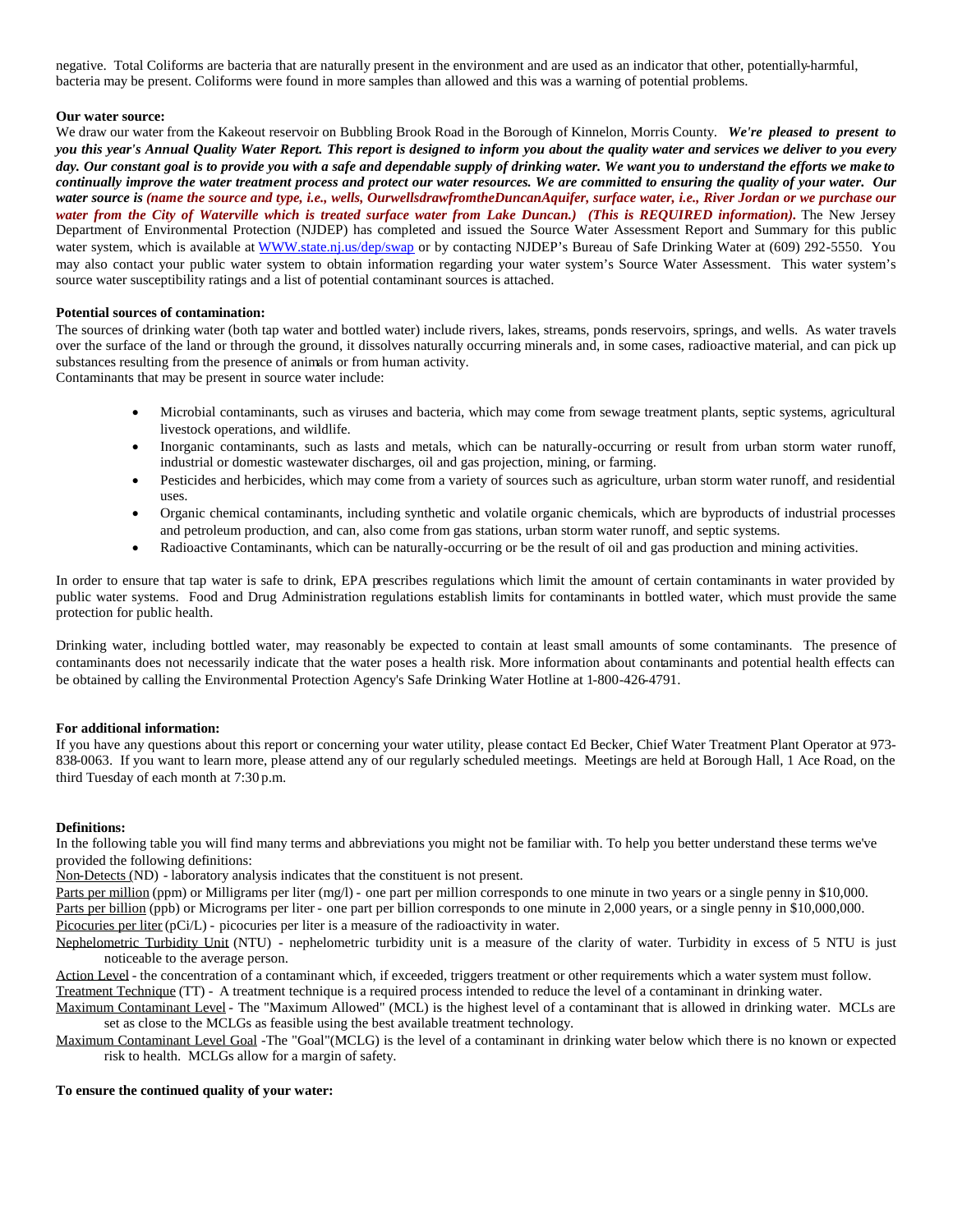negative. Total Coliforms are bacteria that are naturally present in the environment and are used as an indicator that other, potentially-harmful, bacteria may be present. Coliforms were found in more samples than allowed and this was a warning of potential problems.

**Our water source:**

We draw our water from the Kakeout reservoir on Bubbling Brook Road in the Borough of Kinnelon, Morris County. ***We're pleased to present to you this year's Annual Quality Water Report. This report is designed to inform you about the quality water and services we deliver to you every day. Our constant goal is to provide you with a safe and dependable supply of drinking water. We want you to understand the efforts we make to continually improve the water treatment process and protect our water resources. We are committed to ensuring the quality of your water. Our water source is (name the source and type, i.e., wells, OurwellsdrawfromtheDuncanAquifer, surface water, i.e., River Jordan or we purchase our water from the City of Waterville which is treated surface water from Lake Duncan.) (This is REQUIRED information).*** The New Jersey Department of Environmental Protection (NJDEP) has completed and issued the Source Water Assessment Report and Summary for this public water system, which is available at WWW.state.nj.us/dep/swap or by contacting NJDEP's Bureau of Safe Drinking Water at (609) 292-5550. You may also contact your public water system to obtain information regarding your water system's Source Water Assessment. This water system's source water susceptibility ratings and a list of potential contaminant sources is attached.

**Potential sources of contamination:**

The sources of drinking water (both tap water and bottled water) include rivers, lakes, streams, ponds reservoirs, springs, and wells. As water travels over the surface of the land or through the ground, it dissolves naturally occurring minerals and, in some cases, radioactive material, and can pick up substances resulting from the presence of animals or from human activity.
Contaminants that may be present in source water include:

- Microbial contaminants, such as viruses and bacteria, which may come from sewage treatment plants, septic systems, agricultural livestock operations, and wildlife.
- Inorganic contaminants, such as lasts and metals, which can be naturally-occurring or result from urban storm water runoff, industrial or domestic wastewater discharges, oil and gas projection, mining, or farming.
- Pesticides and herbicides, which may come from a variety of sources such as agriculture, urban storm water runoff, and residential uses.
- Organic chemical contaminants, including synthetic and volatile organic chemicals, which are byproducts of industrial processes and petroleum production, and can, also come from gas stations, urban storm water runoff, and septic systems.
- Radioactive Contaminants, which can be naturally-occurring or be the result of oil and gas production and mining activities.

In order to ensure that tap water is safe to drink, EPA prescribes regulations which limit the amount of certain contaminants in water provided by public water systems. Food and Drug Administration regulations establish limits for contaminants in bottled water, which must provide the same protection for public health.

Drinking water, including bottled water, may reasonably be expected to contain at least small amounts of some contaminants. The presence of contaminants does not necessarily indicate that the water poses a health risk. More information about contaminants and potential health effects can be obtained by calling the Environmental Protection Agency's Safe Drinking Water Hotline at 1-800-426-4791.

**For additional information:**

If you have any questions about this report or concerning your water utility, please contact Ed Becker, Chief Water Treatment Plant Operator at 973-838-0063. If you want to learn more, please attend any of our regularly scheduled meetings. Meetings are held at Borough Hall, 1 Ace Road, on the third Tuesday of each month at 7:30 p.m.

**Definitions:**

In the following table you will find many terms and abbreviations you might not be familiar with. To help you better understand these terms we've provided the following definitions:

Non-Detects (ND) - laboratory analysis indicates that the constituent is not present.

Parts per million (ppm) or Milligrams per liter (mg/l) - one part per million corresponds to one minute in two years or a single penny in $10,000.

Parts per billion (ppb) or Micrograms per liter - one part per billion corresponds to one minute in 2,000 years, or a single penny in $10,000,000.

Picocuries per liter (pCi/L) - picocuries per liter is a measure of the radioactivity in water.

Nephelometric Turbidity Unit (NTU) - nephelometric turbidity unit is a measure of the clarity of water. Turbidity in excess of 5 NTU is just noticeable to the average person.

Action Level - the concentration of a contaminant which, if exceeded, triggers treatment or other requirements which a water system must follow.

Treatment Technique (TT) - A treatment technique is a required process intended to reduce the level of a contaminant in drinking water.

Maximum Contaminant Level - The "Maximum Allowed" (MCL) is the highest level of a contaminant that is allowed in drinking water. MCLs are set as close to the MCLGs as feasible using the best available treatment technology.

Maximum Contaminant Level Goal -The "Goal"(MCLG) is the level of a contaminant in drinking water below which there is no known or expected risk to health. MCLGs allow for a margin of safety.

**To ensure the continued quality of your water:**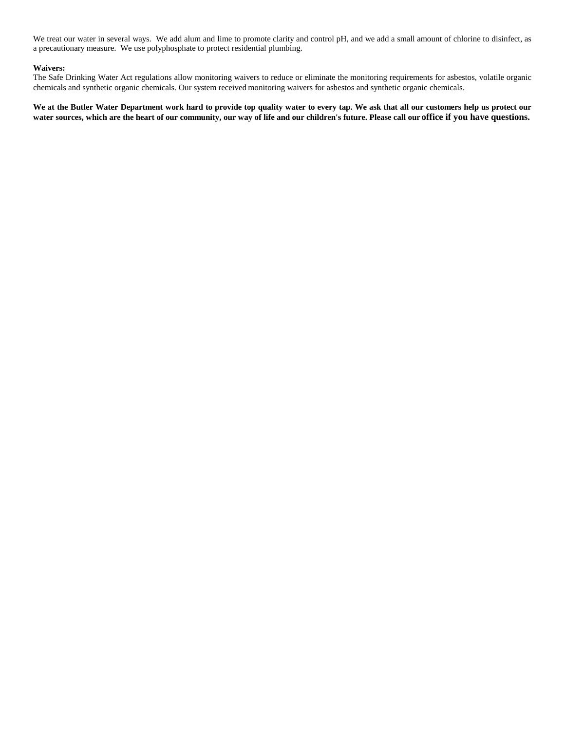We treat our water in several ways. We add alum and lime to promote clarity and control pH, and we add a small amount of chlorine to disinfect, as a precautionary measure. We use polyphosphate to protect residential plumbing.

**Waivers:**
The Safe Drinking Water Act regulations allow monitoring waivers to reduce or eliminate the monitoring requirements for asbestos, volatile organic chemicals and synthetic organic chemicals. Our system received monitoring waivers for asbestos and synthetic organic chemicals.

**We at the Butler Water Department work hard to provide top quality water to every tap. We ask that all our customers help us protect our water sources, which are the heart of our community, our way of life and our children's future. Please call our office if you have questions.**